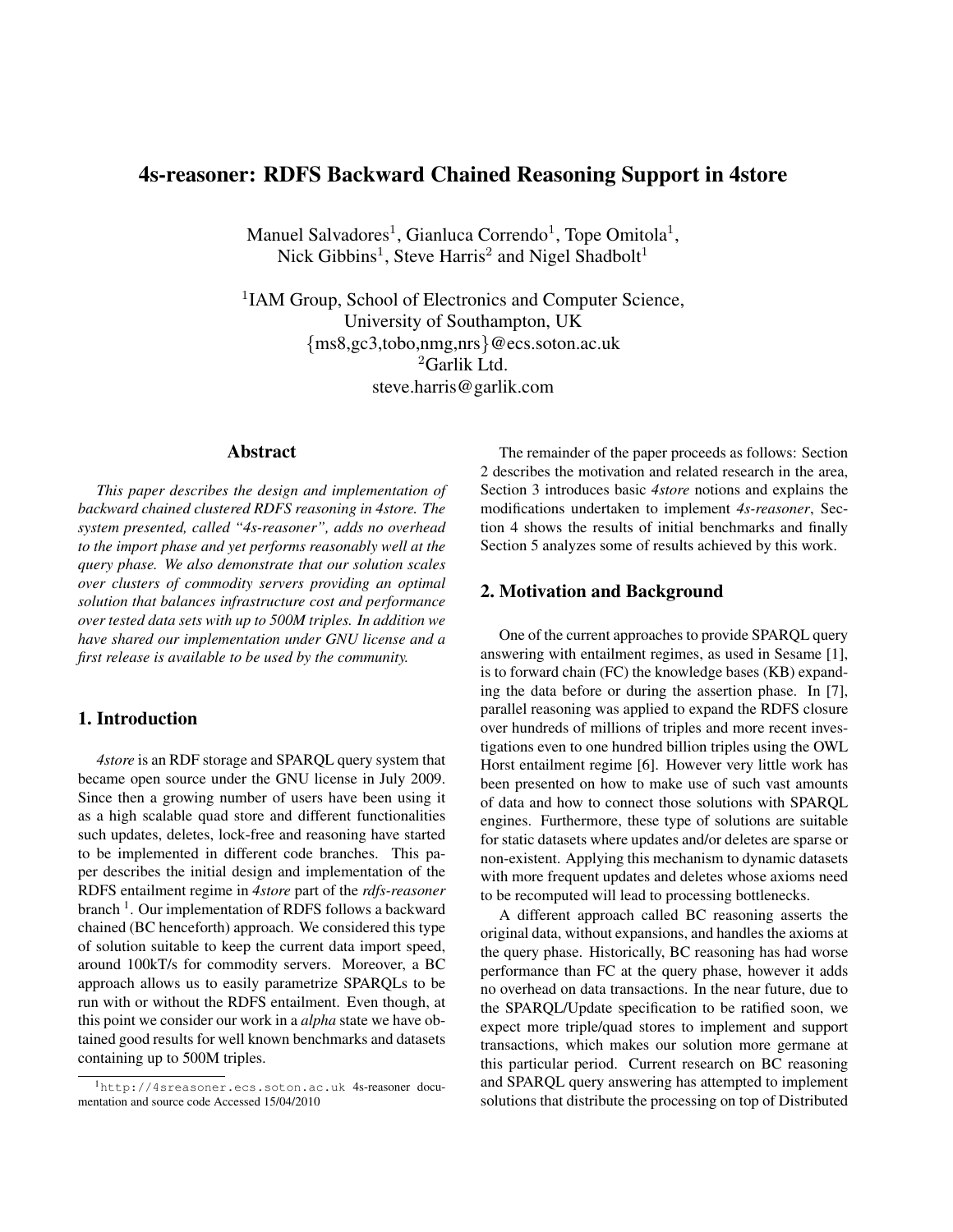# 4s-reasoner: RDFS Backward Chained Reasoning Support in 4store

Manuel Salvadores[1], Gianluca Correndo[1], Tope Omitola[1], Nick Gibbins[1], Steve Harris[2] and Nigel Shadbolt[1]

[1]IAM Group, School of Electronics and Computer Science, University of Southampton, UK
{ms8,gc3,tobo,nmg,nrs}@ecs.soton.ac.uk
[2]Garlik Ltd.
steve.harris@garlik.com

## Abstract

*This paper describes the design and implementation of backward chained clustered RDFS reasoning in 4store. The system presented, called "4s-reasoner", adds no overhead to the import phase and yet performs reasonably well at the query phase. We also demonstrate that our solution scales over clusters of commodity servers providing an optimal solution that balances infrastructure cost and performance over tested data sets with up to 500M triples. In addition we have shared our implementation under GNU license and a first release is available to be used by the community.*

## 1. Introduction

*4store* is an RDF storage and SPARQL query system that became open source under the GNU license in July 2009. Since then a growing number of users have been using it as a high scalable quad store and different functionalities such updates, deletes, lock-free and reasoning have started to be implemented in different code branches. This paper describes the initial design and implementation of the RDFS entailment regime in *4store* part of the *rdfs-reasoner* branch [1]. Our implementation of RDFS follows a backward chained (BC henceforth) approach. We considered this type of solution suitable to keep the current data import speed, around 100kT/s for commodity servers. Moreover, a BC approach allows us to easily parametrize SPARQLs to be run with or without the RDFS entailment. Even though, at this point we consider our work in a *alpha* state we have obtained good results for well known benchmarks and datasets containing up to 500M triples.

[1] http://4sreasoner.ecs.soton.ac.uk 4s-reasoner documentation and source code Accessed 15/04/2010

The remainder of the paper proceeds as follows: Section 2 describes the motivation and related research in the area, Section 3 introduces basic *4store* notions and explains the modifications undertaken to implement *4s-reasoner*, Section 4 shows the results of initial benchmarks and finally Section 5 analyzes some of results achieved by this work.

## 2. Motivation and Background

One of the current approaches to provide SPARQL query answering with entailment regimes, as used in Sesame [1], is to forward chain (FC) the knowledge bases (KB) expanding the data before or during the assertion phase. In [7], parallel reasoning was applied to expand the RDFS closure over hundreds of millions of triples and more recent investigations even to one hundred billion triples using the OWL Horst entailment regime [6]. However very little work has been presented on how to make use of such vast amounts of data and how to connect those solutions with SPARQL engines. Furthermore, these type of solutions are suitable for static datasets where updates and/or deletes are sparse or non-existent. Applying this mechanism to dynamic datasets with more frequent updates and deletes whose axioms need to be recomputed will lead to processing bottlenecks.

A different approach called BC reasoning asserts the original data, without expansions, and handles the axioms at the query phase. Historically, BC reasoning has had worse performance than FC at the query phase, however it adds no overhead on data transactions. In the near future, due to the SPARQL/Update specification to be ratified soon, we expect more triple/quad stores to implement and support transactions, which makes our solution more germane at this particular period. Current research on BC reasoning and SPARQL query answering has attempted to implement solutions that distribute the processing on top of Distributed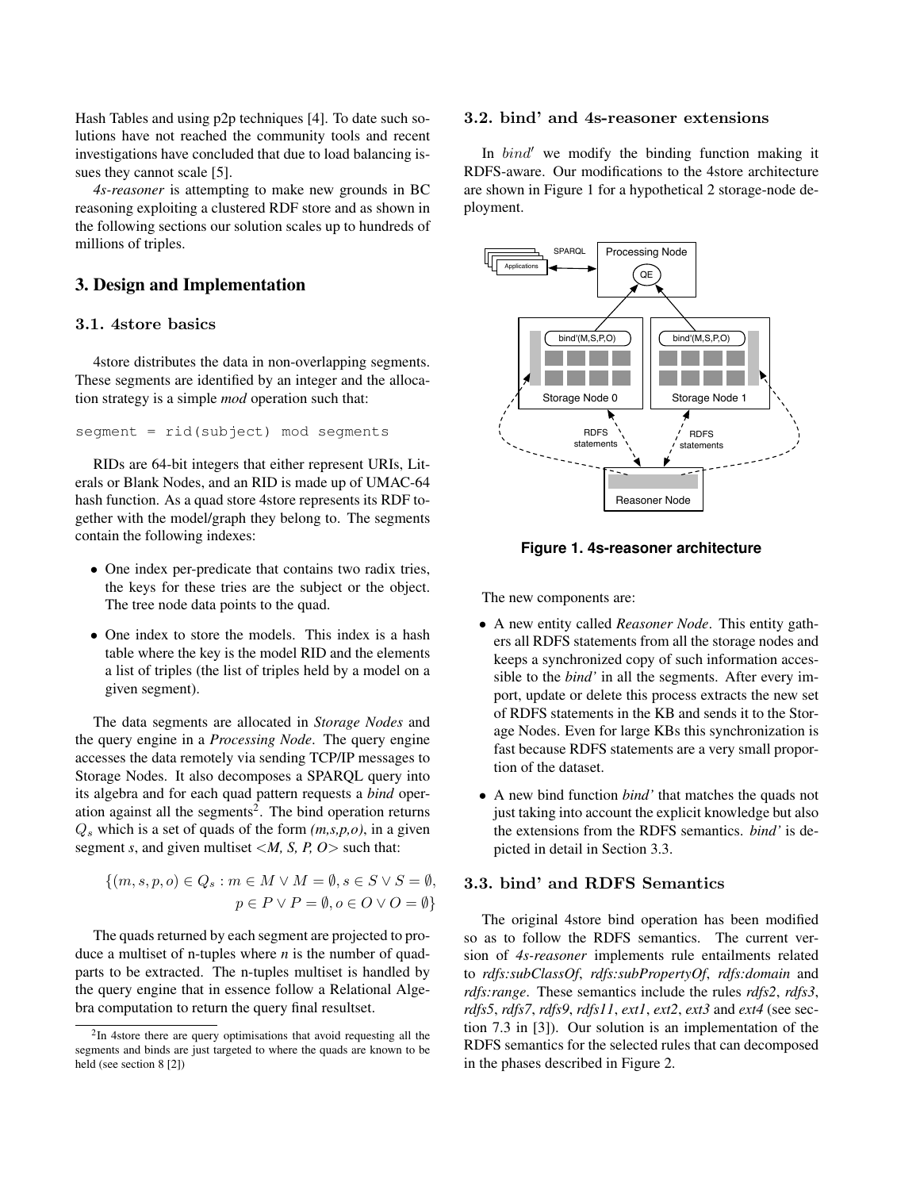Hash Tables and using p2p techniques [4]. To date such solutions have not reached the community tools and recent investigations have concluded that due to load balancing issues they cannot scale [5].

*4s-reasoner* is attempting to make new grounds in BC reasoning exploiting a clustered RDF store and as shown in the following sections our solution scales up to hundreds of millions of triples.

## 3. Design and Implementation

### 3.1. 4store basics

4store distributes the data in non-overlapping segments. These segments are identified by an integer and the allocation strategy is a simple *mod* operation such that:

```
segment = rid(subject) mod segments
```

RIDs are 64-bit integers that either represent URIs, Literals or Blank Nodes, and an RID is made up of UMAC-64 hash function. As a quad store 4store represents its RDF together with the model/graph they belong to. The segments contain the following indexes:

- One index per-predicate that contains two radix tries, the keys for these tries are the subject or the object. The tree node data points to the quad.
- One index to store the models. This index is a hash table where the key is the model RID and the elements a list of triples (the list of triples held by a model on a given segment).

The data segments are allocated in *Storage Nodes* and the query engine in a *Processing Node*. The query engine accesses the data remotely via sending TCP/IP messages to Storage Nodes. It also decomposes a SPARQL query into its algebra and for each quad pattern requests a *bind* operation against all the segments[2]. The bind operation returns $Q_s$ which is a set of quads of the form *(m,s,p,o)*, in a given segment *s*, and given multiset <*M, S, P, O*> such that:

$$\{(m, s, p, o) \in Q_s : m \in M \vee M = \emptyset, s \in S \vee S = \emptyset, p \in P \vee P = \emptyset, o \in O \vee O = \emptyset\}$$

The quads returned by each segment are projected to produce a multiset of n-tuples where *n* is the number of quad-parts to be extracted. The n-tuples multiset is handled by the query engine that in essence follow a Relational Algebra computation to return the query final resultset.

[2] In 4store there are query optimisations that avoid requesting all the segments and binds are just targeted to where the quads are known to be held (see section 8 [2])

### 3.2. bind' and 4s-reasoner extensions

In $bind'$ we modify the binding function making it RDFS-aware. Our modifications to the 4store architecture are shown in Figure 1 for a hypothetical 2 storage-node deployment.

**Figure 1. 4s-reasoner architecture**

The new components are:

- A new entity called *Reasoner Node*. This entity gathers all RDFS statements from all the storage nodes and keeps a synchronized copy of such information accessible to the *bind'* in all the segments. After every import, update or delete this process extracts the new set of RDFS statements in the KB and sends it to the Storage Nodes. Even for large KBs this synchronization is fast because RDFS statements are a very small proportion of the dataset.
- A new bind function *bind'* that matches the quads not just taking into account the explicit knowledge but also the extensions from the RDFS semantics. *bind'* is depicted in detail in Section 3.3.

### 3.3. bind' and RDFS Semantics

The original 4store bind operation has been modified so as to follow the RDFS semantics. The current version of *4s-reasoner* implements rule entailments related to *rdfs:subClassOf*, *rdfs:subPropertyOf*, *rdfs:domain* and *rdfs:range*. These semantics include the rules *rdfs2*, *rdfs3*, *rdfs5*, *rdfs7*, *rdfs9*, *rdfs11*, *ext1*, *ext2*, *ext3* and *ext4* (see section 7.3 in [3]). Our solution is an implementation of the RDFS semantics for the selected rules that can decomposed in the phases described in Figure 2.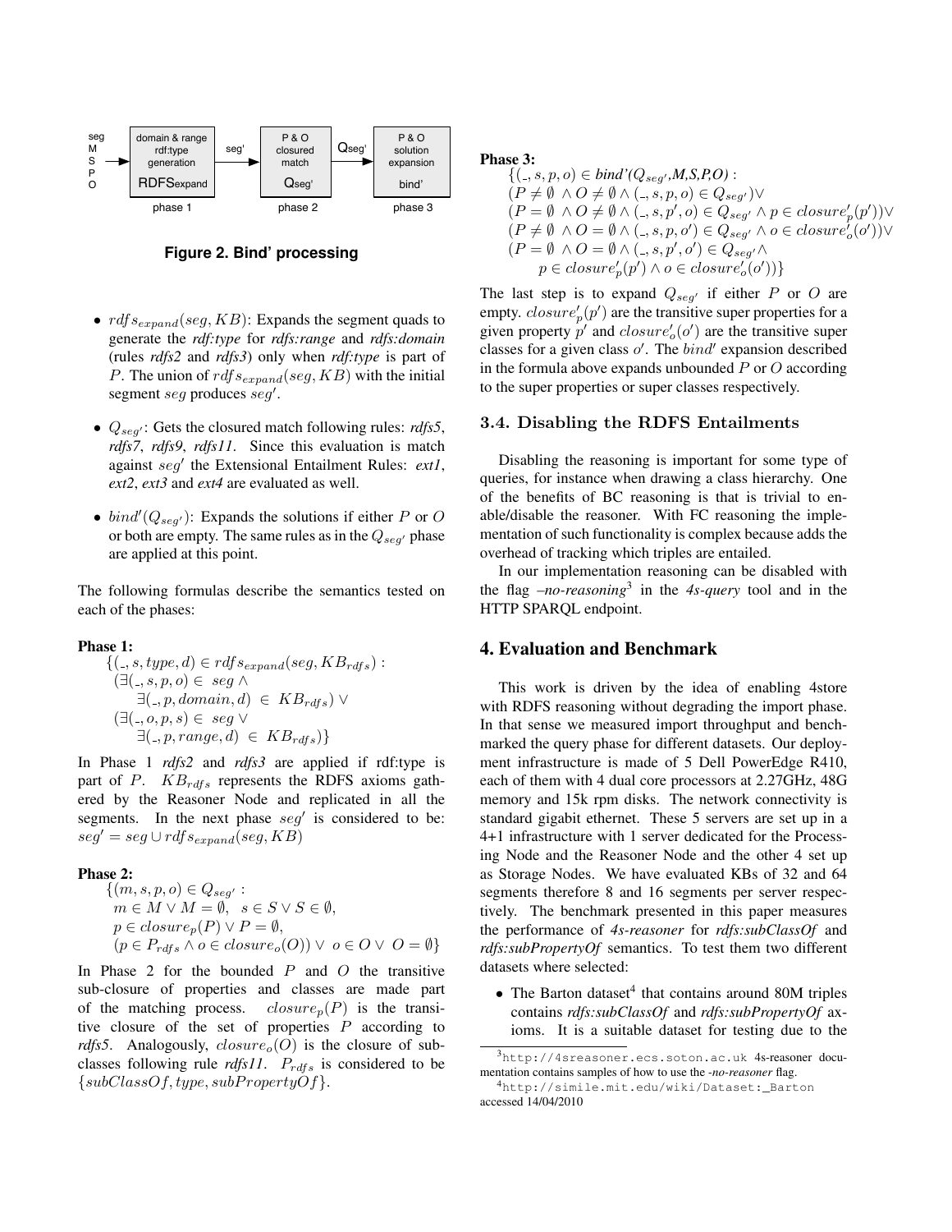Figure 2. Bind' processing

- $rdfs_{expand}(seg, KB)$: Expands the segment quads to generate the *rdf:type* for *rdfs:range* and *rdfs:domain* (rules *rdfs2* and *rdfs3*) only when *rdf:type* is part of $P$. The union of $rdfs_{expand}(seg, KB)$ with the initial segment $seg$ produces $seg'$.
- $Q_{seg'}$: Gets the closured match following rules: *rdfs5*, *rdfs7*, *rdfs9*, *rdfs11*. Since this evaluation is match against $seg'$ the Extensional Entailment Rules: *ext1*, *ext2*, *ext3* and *ext4* are evaluated as well.
- $bind'(Q_{seg'})$: Expands the solutions if either $P$ or $O$ or both are empty. The same rules as in the $Q_{seg'}$ phase are applied at this point.

The following formulas describe the semantics tested on each of the phases:

**Phase 1:**

$$\{(\_, s, type, d) \in rdfs_{expand}(seg, KB_{rdfs}) : (\exists(\_, s, p, o) \in seg \wedge \exists(\_, p, domain, d) \in KB_{rdfs}) \vee (\exists(\_, o, p, s) \in seg \vee \exists(\_, p, range, d) \in KB_{rdfs})\}$$

In Phase 1 *rdfs2* and *rdfs3* are applied if rdf:type is part of $P$. $KB_{rdfs}$ represents the RDFS axioms gathered by the Reasoner Node and replicated in all the segments. In the next phase $seg'$ is considered to be: $seg' = seg \cup rdfs_{expand}(seg, KB)$

**Phase 2:**

$$\{(m, s, p, o) \in Q_{seg'} : m \in M \vee M = \emptyset, \; s \in S \vee S \in \emptyset, p \in closure_p(P) \vee P = \emptyset, (p \in P_{rdfs} \wedge o \in closure_o(O)) \vee \; o \in O \vee \; O = \emptyset\}$$

In Phase 2 for the bounded $P$ and $O$ the transitive sub-closure of properties and classes are made part of the matching process. $closure_p(P)$ is the transitive closure of the set of properties $P$ according to *rdfs5*. Analogously, $closure_o(O)$ is the closure of subclasses following rule *rdfs11*. $P_{rdfs}$ is considered to be $\{subClassOf, type, subPropertyOf\}$.

**Phase 3:**

$$\{(\_, s, p, o) \in bind'(Q_{seg'}, M, S, P, O) : (P \neq \emptyset \wedge O \neq \emptyset \wedge (\_, s, p, o) \in Q_{seg'}) \vee (P = \emptyset \wedge O \neq \emptyset \wedge (\_, s, p', o) \in Q_{seg'} \wedge p \in closure'_p(p')) \vee (P \neq \emptyset \wedge O = \emptyset \wedge (\_, s, p, o') \in Q_{seg'} \wedge o \in closure'_o(o')) \vee (P = \emptyset \wedge O = \emptyset \wedge (\_, s, p', o') \in Q_{seg'} \wedge p \in closure'_p(p') \wedge o \in closure'_o(o'))\}$$

The last step is to expand $Q_{seg'}$ if either $P$ or $O$ are empty. $closure'_p(p')$ are the transitive super properties for a given property $p'$ and $closure'_o(o')$ are the transitive super classes for a given class $o'$. The $bind'$ expansion described in the formula above expands unbounded $P$ or $O$ according to the super properties or super classes respectively.

### 3.4. Disabling the RDFS Entailments

Disabling the reasoning is important for some type of queries, for instance when drawing a class hierarchy. One of the benefits of BC reasoning is that is trivial to enable/disable the reasoner. With FC reasoning the implementation of such functionality is complex because adds the overhead of tracking which triples are entailed.

In our implementation reasoning can be disabled with the flag *–no-reasoning*[3] in the *4s-query* tool and in the HTTP SPARQL endpoint.

## 4. Evaluation and Benchmark

This work is driven by the idea of enabling 4store with RDFS reasoning without degrading the import phase. In that sense we measured import throughput and benchmarked the query phase for different datasets. Our deployment infrastructure is made of 5 Dell PowerEdge R410, each of them with 4 dual core processors at 2.27GHz, 48G memory and 15k rpm disks. The network connectivity is standard gigabit ethernet. These 5 servers are set up in a 4+1 infrastructure with 1 server dedicated for the Processing Node and the Reasoner Node and the other 4 set up as Storage Nodes. We have evaluated KBs of 32 and 64 segments therefore 8 and 16 segments per server respectively. The benchmark presented in this paper measures the performance of *4s-reasoner* for *rdfs:subClassOf* and *rdfs:subPropertyOf* semantics. To test them two different datasets where selected:

- The Barton dataset[4] that contains around 80M triples contains *rdfs:subClassOf* and *rdfs:subPropertyOf* axioms. It is a suitable dataset for testing due to the

[3] http://4sreasoner.ecs.soton.ac.uk 4s-reasoner documentation contains samples of how to use the *-no-reasoner* flag.

[4] http://simile.mit.edu/wiki/Dataset:_Barton accessed 14/04/2010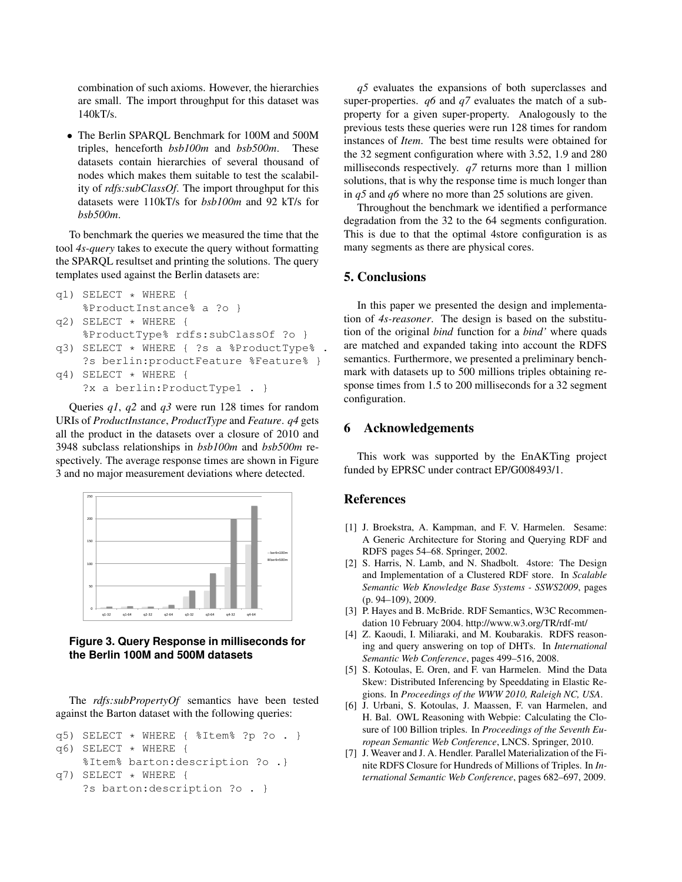combination of such axioms. However, the hierarchies are small. The import throughput for this dataset was 140kT/s.

- The Berlin SPARQL Benchmark for 100M and 500M triples, henceforth *bsb100m* and *bsb500m*. These datasets contain hierarchies of several thousand of nodes which makes them suitable to test the scalability of *rdfs:subClassOf*. The import throughput for this datasets were 110kT/s for *bsb100m* and 92 kT/s for *bsb500m*.

To benchmark the queries we measured the time that the tool *4s-query* takes to execute the query without formatting the SPARQL resultset and printing the solutions. The query templates used against the Berlin datasets are:

```
q1) SELECT * WHERE {
    %ProductInstance% a ?o }
q2) SELECT * WHERE {
    %ProductType% rdfs:subClassOf ?o }
q3) SELECT * WHERE { ?s a %ProductType% .
    ?s berlin:productFeature %Feature% }
q4) SELECT * WHERE {
    ?x a berlin:ProductType1 . }
```

Queries *q1*, *q2* and *q3* were run 128 times for random URIs of *ProductInstance*, *ProductType* and *Feature*. *q4* gets all the product in the datasets over a closure of 2010 and 3948 subclass relationships in *bsb100m* and *bsb500m* respectively. The average response times are shown in Figure 3 and no major measurement deviations where detected.

250
200
150
100
50
0
q1-32 q1-64 q2-32 q2-64 q3-32 q3-64 q4-32 q4-64
berlin100m
berlin500m

**Figure 3. Query Response in milliseconds for the Berlin 100M and 500M datasets**

The *rdfs:subPropertyOf* semantics have been tested against the Barton dataset with the following queries:

```
q5) SELECT * WHERE { %Item% ?p ?o . }
q6) SELECT * WHERE {
    %Item% barton:description ?o .}
q7) SELECT * WHERE {
    ?s barton:description ?o . }
```

*q5* evaluates the expansions of both superclasses and super-properties. *q6* and *q7* evaluates the match of a sub-property for a given super-property. Analogously to the previous tests these queries were run 128 times for random instances of *Item*. The best time results were obtained for the 32 segment configuration where with 3.52, 1.9 and 280 milliseconds respectively. *q7* returns more than 1 million solutions, that is why the response time is much longer than in *q5* and *q6* where no more than 25 solutions are given.

Throughout the benchmark we identified a performance degradation from the 32 to the 64 segments configuration. This is due to that the optimal 4store configuration is as many segments as there are physical cores.

## 5. Conclusions

In this paper we presented the design and implementation of *4s-reasoner*. The design is based on the substitution of the original *bind* function for a *bind'* where quads are matched and expanded taking into account the RDFS semantics. Furthermore, we presented a preliminary benchmark with datasets up to 500 millions triples obtaining response times from 1.5 to 200 milliseconds for a 32 segment configuration.

## 6 Acknowledgements

This work was supported by the EnAKTing project funded by EPRSC under contract EP/G008493/1.

## References

[1] J. Broekstra, A. Kampman, and F. V. Harmelen. Sesame: A Generic Architecture for Storing and Querying RDF and RDFS pages 54–68. Springer, 2002.

[2] S. Harris, N. Lamb, and N. Shadbolt. 4store: The Design and Implementation of a Clustered RDF store. In *Scalable Semantic Web Knowledge Base Systems - SSWS2009*, pages (p. 94–109), 2009.

[3] P. Hayes and B. McBride. RDF Semantics, W3C Recommendation 10 February 2004. http://www.w3.org/TR/rdf-mt/

[4] Z. Kaoudi, I. Miliaraki, and M. Koubarakis. RDFS reasoning and query answering on top of DHTs. In *International Semantic Web Conference*, pages 499–516, 2008.

[5] S. Kotoulas, E. Oren, and F. van Harmelen. Mind the Data Skew: Distributed Inferencing by Speeddating in Elastic Regions. In *Proceedings of the WWW 2010, Raleigh NC, USA*.

[6] J. Urbani, S. Kotoulas, J. Maassen, F. van Harmelen, and H. Bal. OWL Reasoning with Webpie: Calculating the Closure of 100 Billion triples. In *Proceedings of the Seventh European Semantic Web Conference*, LNCS. Springer, 2010.

[7] J. Weaver and J. A. Hendler. Parallel Materialization of the Finite RDFS Closure for Hundreds of Millions of Triples. In *International Semantic Web Conference*, pages 682–697, 2009.